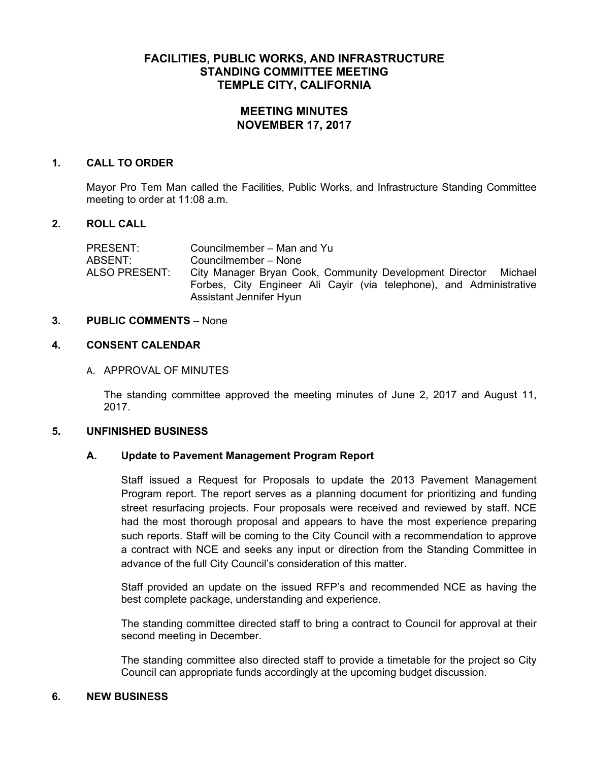# FACILITIES, PUBLIC WORKS, AND INFRASTRUCTURE STANDING COMMITTEE MEETING TEMPLE CITY, CALIFORNIA

## MEETING MINUTES NOVEMBER 17, 2017

### 1. CALL TO ORDER

Mayor Pro Tem Man called the Facilities, Public Works, and Infrastructure Standing Committee meeting to order at 11:08 a.m.

### 2. ROLL CALL

PRESENT: Councilmember – Man and Yu

ABSENT: Councilmember – None

ALSO PRESENT: City Manager Bryan Cook, Community Development Director Michael Forbes, City Engineer Ali Cayir (via telephone), and Administrative Assistant Jennifer Hyun

### 3. PUBLIC COMMENTS – None

### 4. CONSENT CALENDAR

A. APPROVAL OF MINUTES

The standing committee approved the meeting minutes of June 2, 2017 and August 11, 2017.

### 5. UNFINISHED BUSINESS

#### A. Update to Pavement Management Program Report

Staff issued a Request for Proposals to update the 2013 Pavement Management Program report. The report serves as a planning document for prioritizing and funding street resurfacing projects. Four proposals were received and reviewed by staff. NCE had the most thorough proposal and appears to have the most experience preparing such reports. Staff will be coming to the City Council with a recommendation to approve a contract with NCE and seeks any input or direction from the Standing Committee in advance of the full City Council's consideration of this matter.

Staff provided an update on the issued RFP's and recommended NCE as having the best complete package, understanding and experience.

The standing committee directed staff to bring a contract to Council for approval at their second meeting in December.

The standing committee also directed staff to provide a timetable for the project so City Council can appropriate funds accordingly at the upcoming budget discussion.

### 6. NEW BUSINESS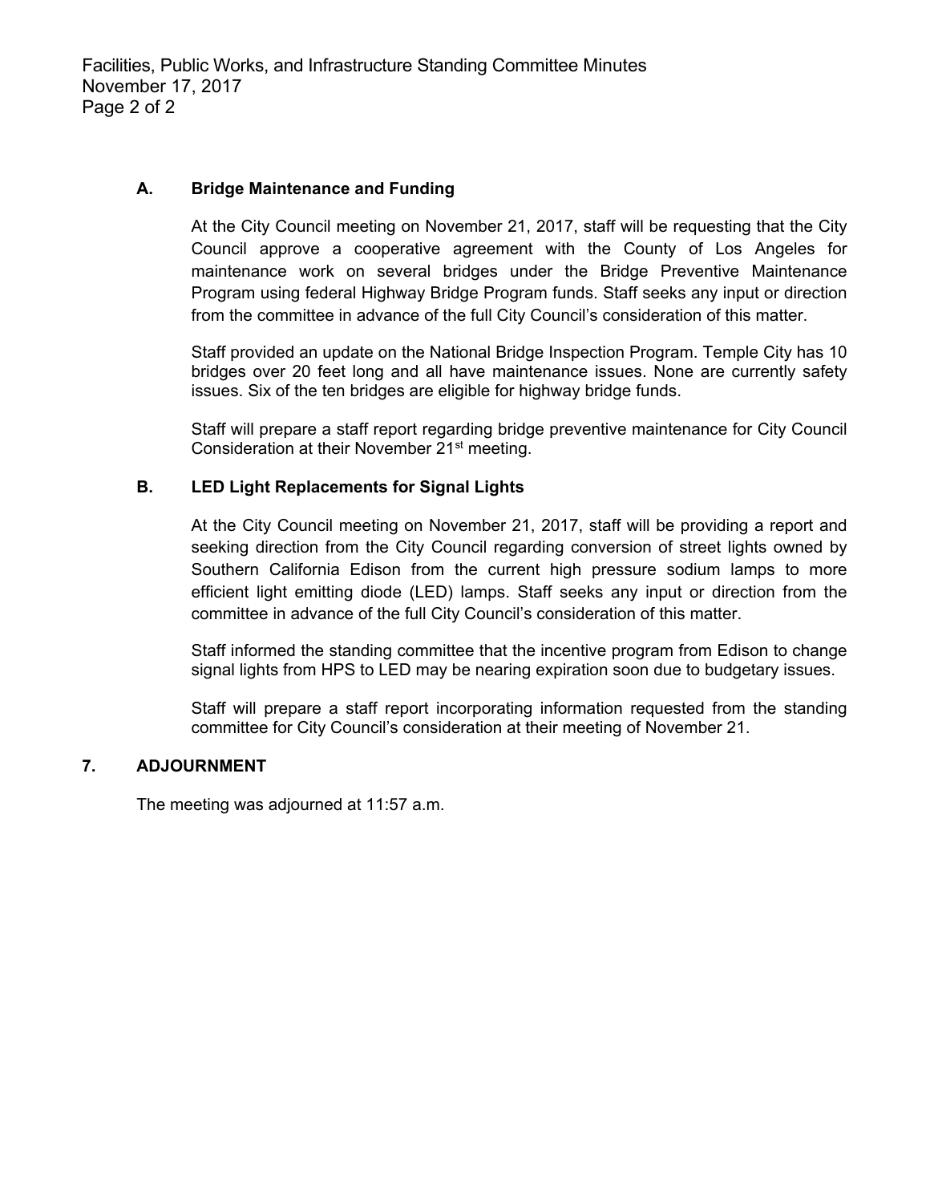### A. Bridge Maintenance and Funding

At the City Council meeting on November 21, 2017, staff will be requesting that the City Council approve a cooperative agreement with the County of Los Angeles for maintenance work on several bridges under the Bridge Preventive Maintenance Program using federal Highway Bridge Program funds. Staff seeks any input or direction from the committee in advance of the full City Council's consideration of this matter.

Staff provided an update on the National Bridge Inspection Program. Temple City has 10 bridges over 20 feet long and all have maintenance issues. None are currently safety issues. Six of the ten bridges are eligible for highway bridge funds.

Staff will prepare a staff report regarding bridge preventive maintenance for City Council Consideration at their November 21st meeting.

### B. LED Light Replacements for Signal Lights

At the City Council meeting on November 21, 2017, staff will be providing a report and seeking direction from the City Council regarding conversion of street lights owned by Southern California Edison from the current high pressure sodium lamps to more efficient light emitting diode (LED) lamps. Staff seeks any input or direction from the committee in advance of the full City Council's consideration of this matter.

Staff informed the standing committee that the incentive program from Edison to change signal lights from HPS to LED may be nearing expiration soon due to budgetary issues.

Staff will prepare a staff report incorporating information requested from the standing committee for City Council's consideration at their meeting of November 21.

## 7. ADJOURNMENT

The meeting was adjourned at 11:57 a.m.